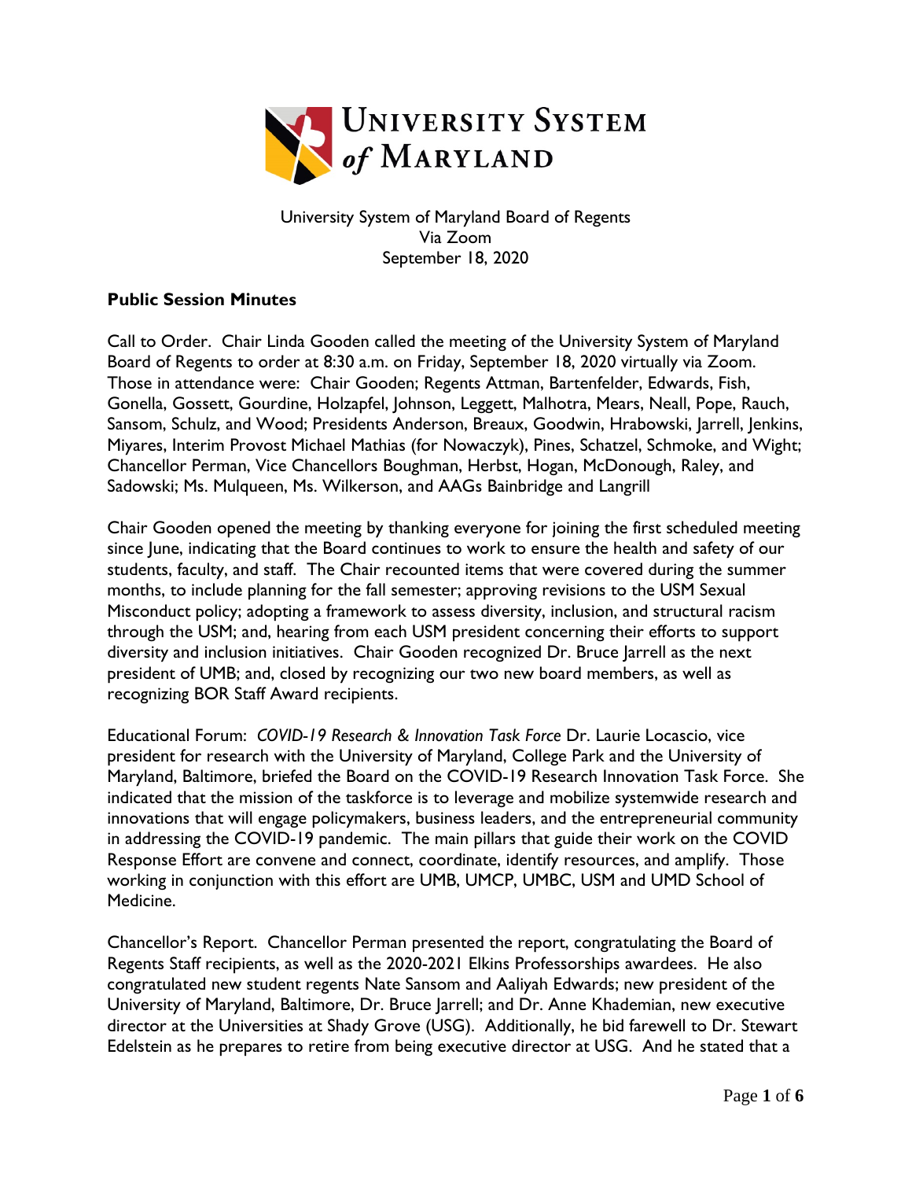University System of Maryland Board of Regents
Via Zoom
September 18, 2020

**Public Session Minutes**

Call to Order. Chair Linda Gooden called the meeting of the University System of Maryland Board of Regents to order at 8:30 a.m. on Friday, September 18, 2020 virtually via Zoom. Those in attendance were: Chair Gooden; Regents Attman, Bartenfelder, Edwards, Fish, Gonella, Gossett, Gourdine, Holzapfel, Johnson, Leggett, Malhotra, Mears, Neall, Pope, Rauch, Sansom, Schulz, and Wood; Presidents Anderson, Breaux, Goodwin, Hrabowski, Jarrell, Jenkins, Miyares, Interim Provost Michael Mathias (for Nowaczyk), Pines, Schatzel, Schmoke, and Wight; Chancellor Perman, Vice Chancellors Boughman, Herbst, Hogan, McDonough, Raley, and Sadowski; Ms. Mulqueen, Ms. Wilkerson, and AAGs Bainbridge and Langrill

Chair Gooden opened the meeting by thanking everyone for joining the first scheduled meeting since June, indicating that the Board continues to work to ensure the health and safety of our students, faculty, and staff. The Chair recounted items that were covered during the summer months, to include planning for the fall semester; approving revisions to the USM Sexual Misconduct policy; adopting a framework to assess diversity, inclusion, and structural racism through the USM; and, hearing from each USM president concerning their efforts to support diversity and inclusion initiatives. Chair Gooden recognized Dr. Bruce Jarrell as the next president of UMB; and, closed by recognizing our two new board members, as well as recognizing BOR Staff Award recipients.

Educational Forum: *COVID-19 Research & Innovation Task Force* Dr. Laurie Locascio, vice president for research with the University of Maryland, College Park and the University of Maryland, Baltimore, briefed the Board on the COVID-19 Research Innovation Task Force. She indicated that the mission of the taskforce is to leverage and mobilize systemwide research and innovations that will engage policymakers, business leaders, and the entrepreneurial community in addressing the COVID-19 pandemic. The main pillars that guide their work on the COVID Response Effort are convene and connect, coordinate, identify resources, and amplify. Those working in conjunction with this effort are UMB, UMCP, UMBC, USM and UMD School of Medicine.

Chancellor's Report. Chancellor Perman presented the report, congratulating the Board of Regents Staff recipients, as well as the 2020-2021 Elkins Professorships awardees. He also congratulated new student regents Nate Sansom and Aaliyah Edwards; new president of the University of Maryland, Baltimore, Dr. Bruce Jarrell; and Dr. Anne Khademian, new executive director at the Universities at Shady Grove (USG). Additionally, he bid farewell to Dr. Stewart Edelstein as he prepares to retire from being executive director at USG. And he stated that a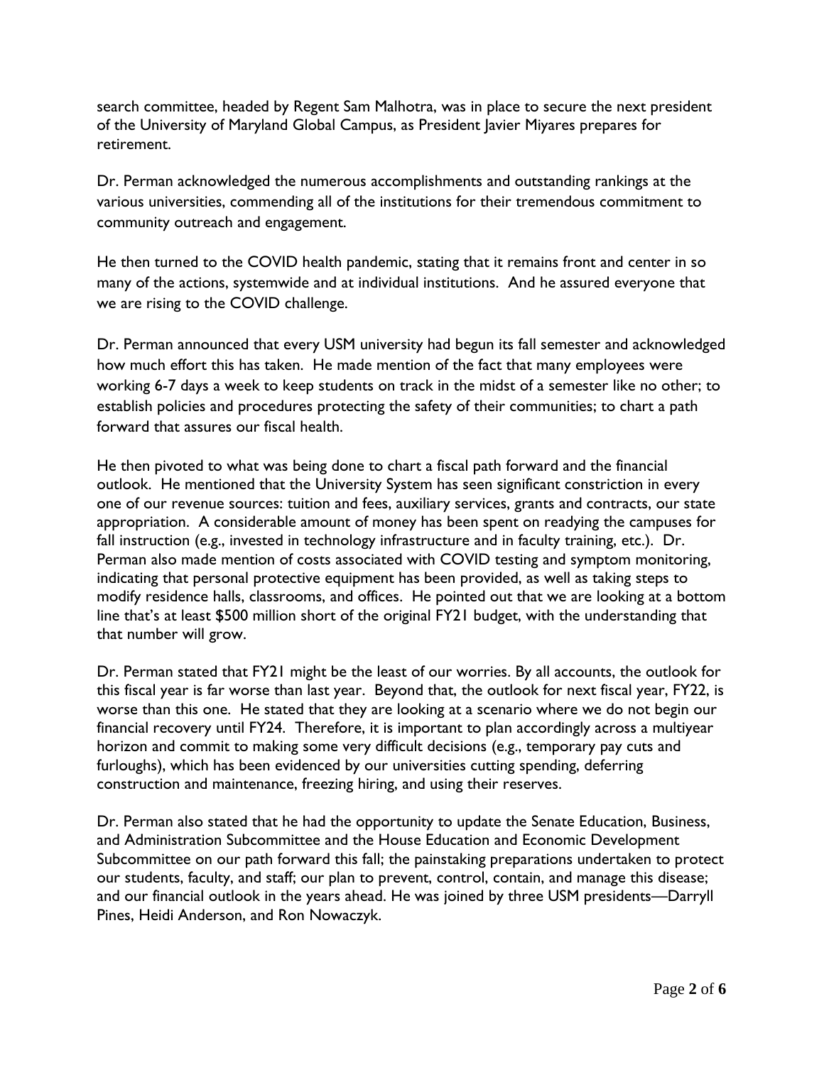search committee, headed by Regent Sam Malhotra, was in place to secure the next president of the University of Maryland Global Campus, as President Javier Miyares prepares for retirement.

Dr. Perman acknowledged the numerous accomplishments and outstanding rankings at the various universities, commending all of the institutions for their tremendous commitment to community outreach and engagement.

He then turned to the COVID health pandemic, stating that it remains front and center in so many of the actions, systemwide and at individual institutions. And he assured everyone that we are rising to the COVID challenge.

Dr. Perman announced that every USM university had begun its fall semester and acknowledged how much effort this has taken. He made mention of the fact that many employees were working 6-7 days a week to keep students on track in the midst of a semester like no other; to establish policies and procedures protecting the safety of their communities; to chart a path forward that assures our fiscal health.

He then pivoted to what was being done to chart a fiscal path forward and the financial outlook. He mentioned that the University System has seen significant constriction in every one of our revenue sources: tuition and fees, auxiliary services, grants and contracts, our state appropriation. A considerable amount of money has been spent on readying the campuses for fall instruction (e.g., invested in technology infrastructure and in faculty training, etc.). Dr. Perman also made mention of costs associated with COVID testing and symptom monitoring, indicating that personal protective equipment has been provided, as well as taking steps to modify residence halls, classrooms, and offices. He pointed out that we are looking at a bottom line that's at least $500 million short of the original FY21 budget, with the understanding that that number will grow.

Dr. Perman stated that FY21 might be the least of our worries. By all accounts, the outlook for this fiscal year is far worse than last year. Beyond that, the outlook for next fiscal year, FY22, is worse than this one. He stated that they are looking at a scenario where we do not begin our financial recovery until FY24. Therefore, it is important to plan accordingly across a multiyear horizon and commit to making some very difficult decisions (e.g., temporary pay cuts and furloughs), which has been evidenced by our universities cutting spending, deferring construction and maintenance, freezing hiring, and using their reserves.

Dr. Perman also stated that he had the opportunity to update the Senate Education, Business, and Administration Subcommittee and the House Education and Economic Development Subcommittee on our path forward this fall; the painstaking preparations undertaken to protect our students, faculty, and staff; our plan to prevent, control, contain, and manage this disease; and our financial outlook in the years ahead. He was joined by three USM presidents—Darryll Pines, Heidi Anderson, and Ron Nowaczyk.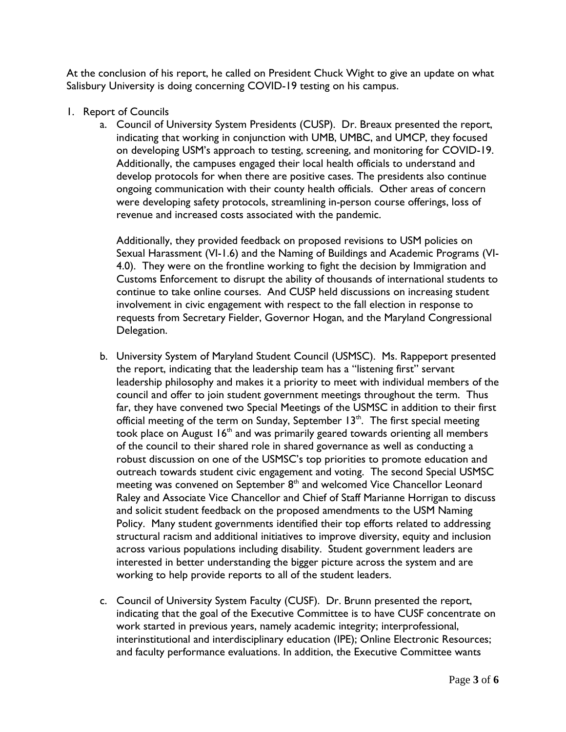At the conclusion of his report, he called on President Chuck Wight to give an update on what Salisbury University is doing concerning COVID-19 testing on his campus.

1. Report of Councils
   a. Council of University System Presidents (CUSP). Dr. Breaux presented the report, indicating that working in conjunction with UMB, UMBC, and UMCP, they focused on developing USM's approach to testing, screening, and monitoring for COVID-19. Additionally, the campuses engaged their local health officials to understand and develop protocols for when there are positive cases. The presidents also continue ongoing communication with their county health officials. Other areas of concern were developing safety protocols, streamlining in-person course offerings, loss of revenue and increased costs associated with the pandemic.

      Additionally, they provided feedback on proposed revisions to USM policies on Sexual Harassment (VI-1.6) and the Naming of Buildings and Academic Programs (VI-4.0). They were on the frontline working to fight the decision by Immigration and Customs Enforcement to disrupt the ability of thousands of international students to continue to take online courses. And CUSP held discussions on increasing student involvement in civic engagement with respect to the fall election in response to requests from Secretary Fielder, Governor Hogan, and the Maryland Congressional Delegation.

   b. University System of Maryland Student Council (USMSC). Ms. Rappeport presented the report, indicating that the leadership team has a "listening first" servant leadership philosophy and makes it a priority to meet with individual members of the council and offer to join student government meetings throughout the term. Thus far, they have convened two Special Meetings of the USMSC in addition to their first official meeting of the term on Sunday, September 13th. The first special meeting took place on August 16th and was primarily geared towards orienting all members of the council to their shared role in shared governance as well as conducting a robust discussion on one of the USMSC's top priorities to promote education and outreach towards student civic engagement and voting. The second Special USMSC meeting was convened on September 8th and welcomed Vice Chancellor Leonard Raley and Associate Vice Chancellor and Chief of Staff Marianne Horrigan to discuss and solicit student feedback on the proposed amendments to the USM Naming Policy. Many student governments identified their top efforts related to addressing structural racism and additional initiatives to improve diversity, equity and inclusion across various populations including disability. Student government leaders are interested in better understanding the bigger picture across the system and are working to help provide reports to all of the student leaders.

   c. Council of University System Faculty (CUSF). Dr. Brunn presented the report, indicating that the goal of the Executive Committee is to have CUSF concentrate on work started in previous years, namely academic integrity; interprofessional, interinstitutional and interdisciplinary education (IPE); Online Electronic Resources; and faculty performance evaluations. In addition, the Executive Committee wants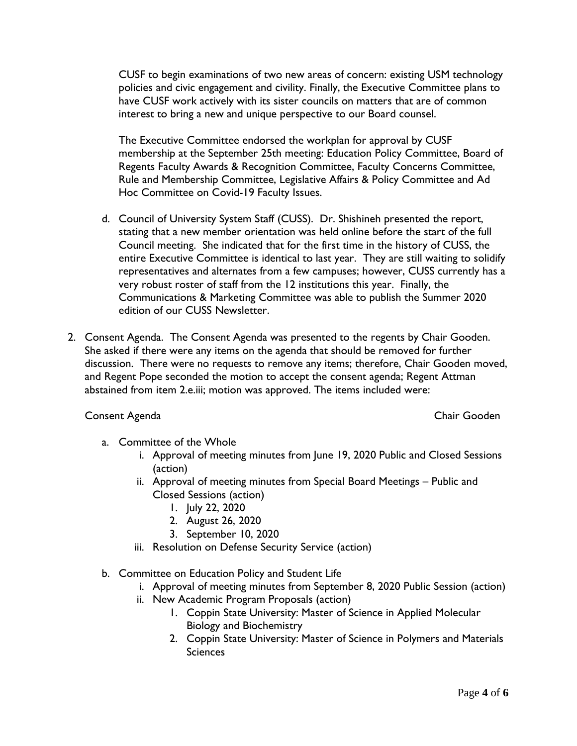CUSF to begin examinations of two new areas of concern: existing USM technology policies and civic engagement and civility. Finally, the Executive Committee plans to have CUSF work actively with its sister councils on matters that are of common interest to bring a new and unique perspective to our Board counsel.

The Executive Committee endorsed the workplan for approval by CUSF membership at the September 25th meeting: Education Policy Committee, Board of Regents Faculty Awards & Recognition Committee, Faculty Concerns Committee, Rule and Membership Committee, Legislative Affairs & Policy Committee and Ad Hoc Committee on Covid-19 Faculty Issues.

d. Council of University System Staff (CUSS). Dr. Shishineh presented the report, stating that a new member orientation was held online before the start of the full Council meeting. She indicated that for the first time in the history of CUSS, the entire Executive Committee is identical to last year. They are still waiting to solidify representatives and alternates from a few campuses; however, CUSS currently has a very robust roster of staff from the 12 institutions this year. Finally, the Communications & Marketing Committee was able to publish the Summer 2020 edition of our CUSS Newsletter.

2. Consent Agenda. The Consent Agenda was presented to the regents by Chair Gooden. She asked if there were any items on the agenda that should be removed for further discussion. There were no requests to remove any items; therefore, Chair Gooden moved, and Regent Pope seconded the motion to accept the consent agenda; Regent Attman abstained from item 2.e.iii; motion was approved. The items included were:

Consent Agenda — Chair Gooden

a. Committee of the Whole
   i. Approval of meeting minutes from June 19, 2020 Public and Closed Sessions (action)
   ii. Approval of meeting minutes from Special Board Meetings – Public and Closed Sessions (action)
      1. July 22, 2020
      2. August 26, 2020
      3. September 10, 2020
   iii. Resolution on Defense Security Service (action)

b. Committee on Education Policy and Student Life
   i. Approval of meeting minutes from September 8, 2020 Public Session (action)
   ii. New Academic Program Proposals (action)
      1. Coppin State University: Master of Science in Applied Molecular Biology and Biochemistry
      2. Coppin State University: Master of Science in Polymers and Materials Sciences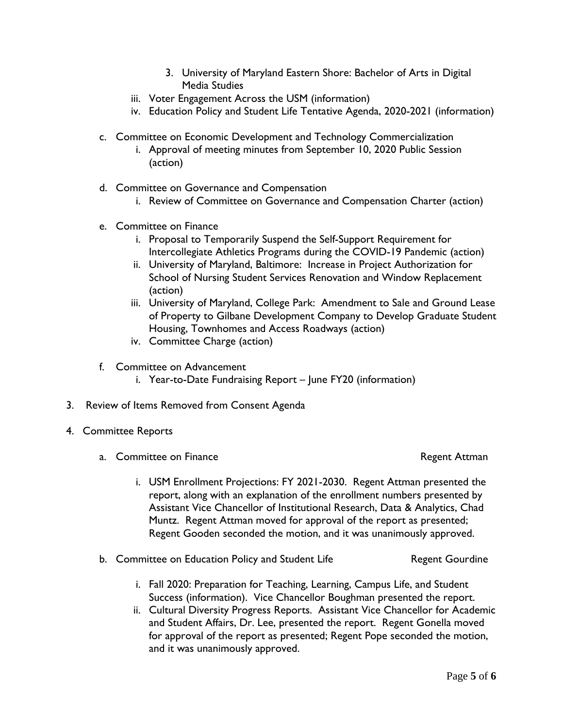3. University of Maryland Eastern Shore: Bachelor of Arts in Digital Media Studies

      iii. Voter Engagement Across the USM (information)
      iv. Education Policy and Student Life Tentative Agenda, 2020-2021 (information)

   c. Committee on Economic Development and Technology Commercialization
      i. Approval of meeting minutes from September 10, 2020 Public Session (action)

   d. Committee on Governance and Compensation
      i. Review of Committee on Governance and Compensation Charter (action)

   e. Committee on Finance
      i. Proposal to Temporarily Suspend the Self-Support Requirement for Intercollegiate Athletics Programs during the COVID-19 Pandemic (action)
      ii. University of Maryland, Baltimore: Increase in Project Authorization for School of Nursing Student Services Renovation and Window Replacement (action)
      iii. University of Maryland, College Park: Amendment to Sale and Ground Lease of Property to Gilbane Development Company to Develop Graduate Student Housing, Townhomes and Access Roadways (action)
      iv. Committee Charge (action)

   f. Committee on Advancement
      i. Year-to-Date Fundraising Report – June FY20 (information)

3. Review of Items Removed from Consent Agenda

4. Committee Reports

   a. Committee on Finance — Regent Attman

      i. USM Enrollment Projections: FY 2021-2030. Regent Attman presented the report, along with an explanation of the enrollment numbers presented by Assistant Vice Chancellor of Institutional Research, Data & Analytics, Chad Muntz. Regent Attman moved for approval of the report as presented; Regent Gooden seconded the motion, and it was unanimously approved.

   b. Committee on Education Policy and Student Life — Regent Gourdine

      i. Fall 2020: Preparation for Teaching, Learning, Campus Life, and Student Success (information). Vice Chancellor Boughman presented the report.
      ii. Cultural Diversity Progress Reports. Assistant Vice Chancellor for Academic and Student Affairs, Dr. Lee, presented the report. Regent Gonella moved for approval of the report as presented; Regent Pope seconded the motion, and it was unanimously approved.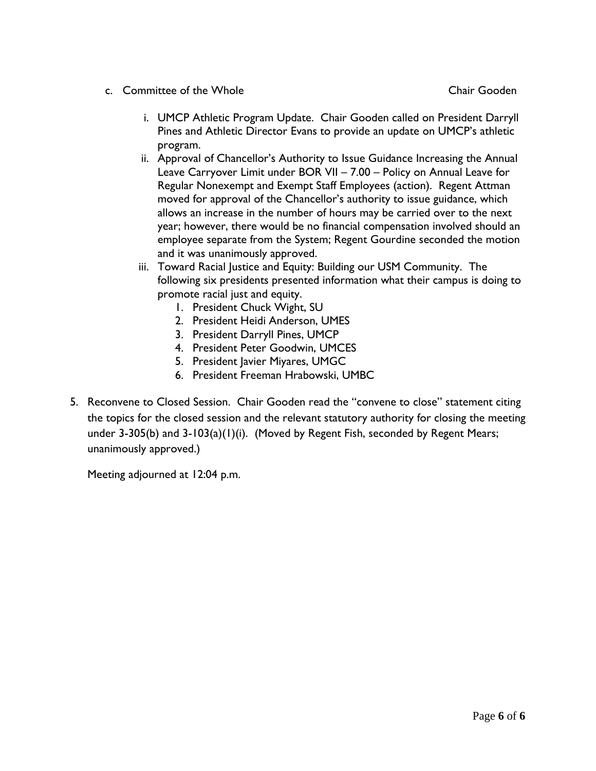c. Committee of the Whole — Chair Gooden

   i. UMCP Athletic Program Update. Chair Gooden called on President Darryll Pines and Athletic Director Evans to provide an update on UMCP's athletic program.

   ii. Approval of Chancellor's Authority to Issue Guidance Increasing the Annual Leave Carryover Limit under BOR VII – 7.00 – Policy on Annual Leave for Regular Nonexempt and Exempt Staff Employees (action). Regent Attman moved for approval of the Chancellor's authority to issue guidance, which allows an increase in the number of hours may be carried over to the next year; however, there would be no financial compensation involved should an employee separate from the System; Regent Gourdine seconded the motion and it was unanimously approved.

   iii. Toward Racial Justice and Equity: Building our USM Community. The following six presidents presented information what their campus is doing to promote racial just and equity.
      1. President Chuck Wight, SU
      2. President Heidi Anderson, UMES
      3. President Darryll Pines, UMCP
      4. President Peter Goodwin, UMCES
      5. President Javier Miyares, UMGC
      6. President Freeman Hrabowski, UMBC

5. Reconvene to Closed Session. Chair Gooden read the "convene to close" statement citing the topics for the closed session and the relevant statutory authority for closing the meeting under 3-305(b) and 3-103(a)(1)(i). (Moved by Regent Fish, seconded by Regent Mears; unanimously approved.)

Meeting adjourned at 12:04 p.m.